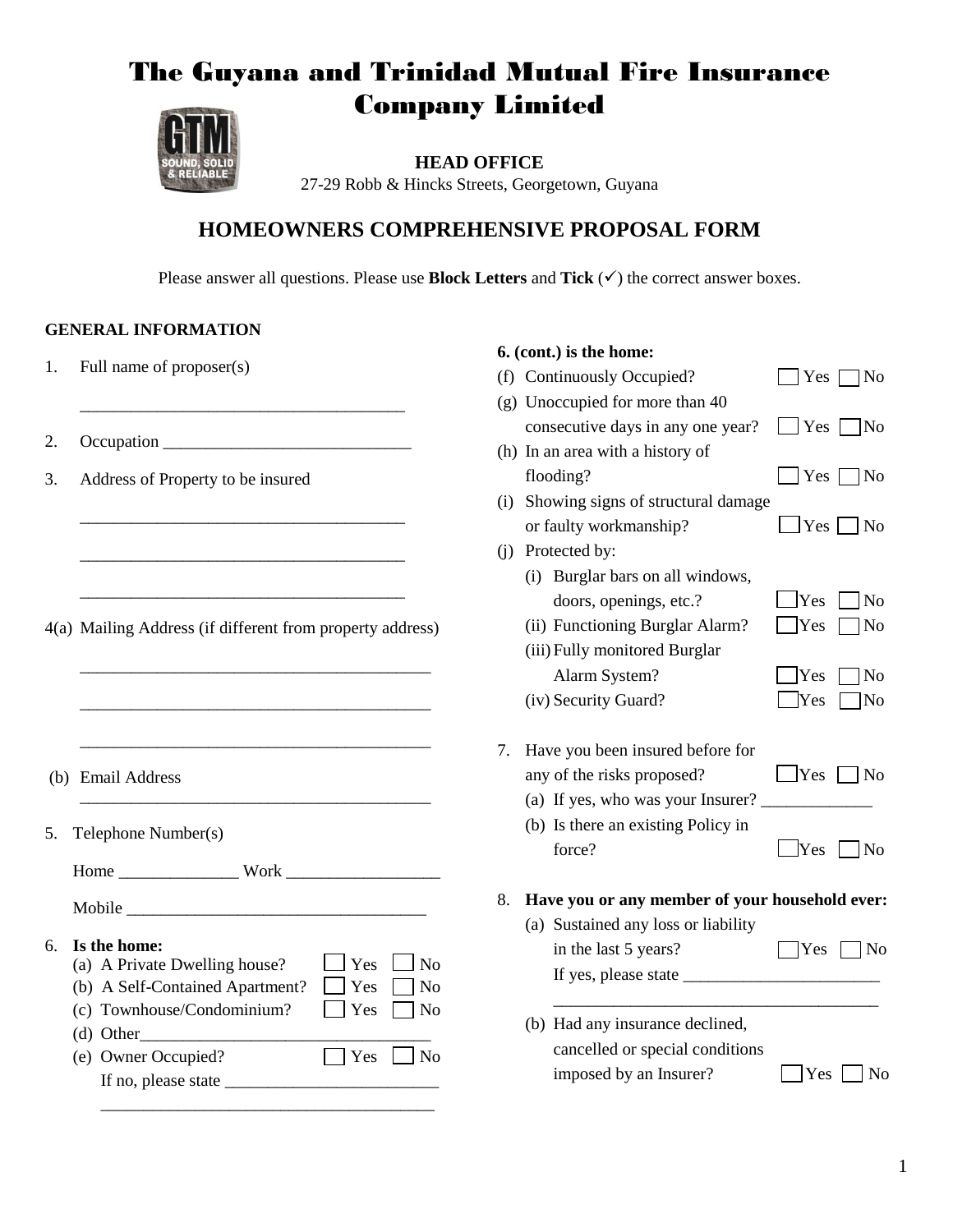# The Guyana and Trinidad Mutual Fire Insurance Company Limited

**HEAD OFFICE**
27-29 Robb & Hincks Streets, Georgetown, Guyana

## HOMEOWNERS COMPREHENSIVE PROPOSAL FORM

Please answer all questions. Please use **Block Letters** and **Tick** (✓) the correct answer boxes.

### GENERAL INFORMATION

1. Full name of proposer(s)

   ______________________________________

2. Occupation ____________________________

3. Address of Property to be insured

   ______________________________________

   ______________________________________

   ______________________________________

4(a) Mailing Address (if different from property address)

   ________________________________________

   ________________________________________

   ________________________________________

(b) Email Address

   ________________________________________

5. Telephone Number(s)

   Home ______________ Work _________________

   Mobile __________________________________

6. **Is the home:**
   - (a) A Private Dwelling house? ☐ Yes ☐ No
   - (b) A Self-Contained Apartment? ☐ Yes ☐ No
   - (c) Townhouse/Condominium? ☐ Yes ☐ No
   - (d) Other___________________________________
   - (e) Owner Occupied? ☐ Yes ☐ No
     If no, please state _________________________
     ______________________________________

**6. (cont.) is the home:**
- (f) Continuously Occupied? ☐ Yes ☐ No
- (g) Unoccupied for more than 40 consecutive days in any one year? ☐ Yes ☐ No
- (h) In an area with a history of flooding? ☐ Yes ☐ No
- (i) Showing signs of structural damage or faulty workmanship? ☐ Yes ☐ No
- (j) Protected by:
  - (i) Burglar bars on all windows, doors, openings, etc.? ☐ Yes ☐ No
  - (ii) Functioning Burglar Alarm? ☐ Yes ☐ No
  - (iii) Fully monitored Burglar Alarm System? ☐ Yes ☐ No
  - (iv) Security Guard? ☐ Yes ☐ No

7. Have you been insured before for any of the risks proposed? ☐ Yes ☐ No
   - (a) If yes, who was your Insurer? _____________
   - (b) Is there an existing Policy in force? ☐ Yes ☐ No

8. **Have you or any member of your household ever:**
   - (a) Sustained any loss or liability in the last 5 years? ☐ Yes ☐ No
     If yes, please state _______________________
     ______________________________________
   - (b) Had any insurance declined, cancelled or special conditions imposed by an Insurer? ☐ Yes ☐ No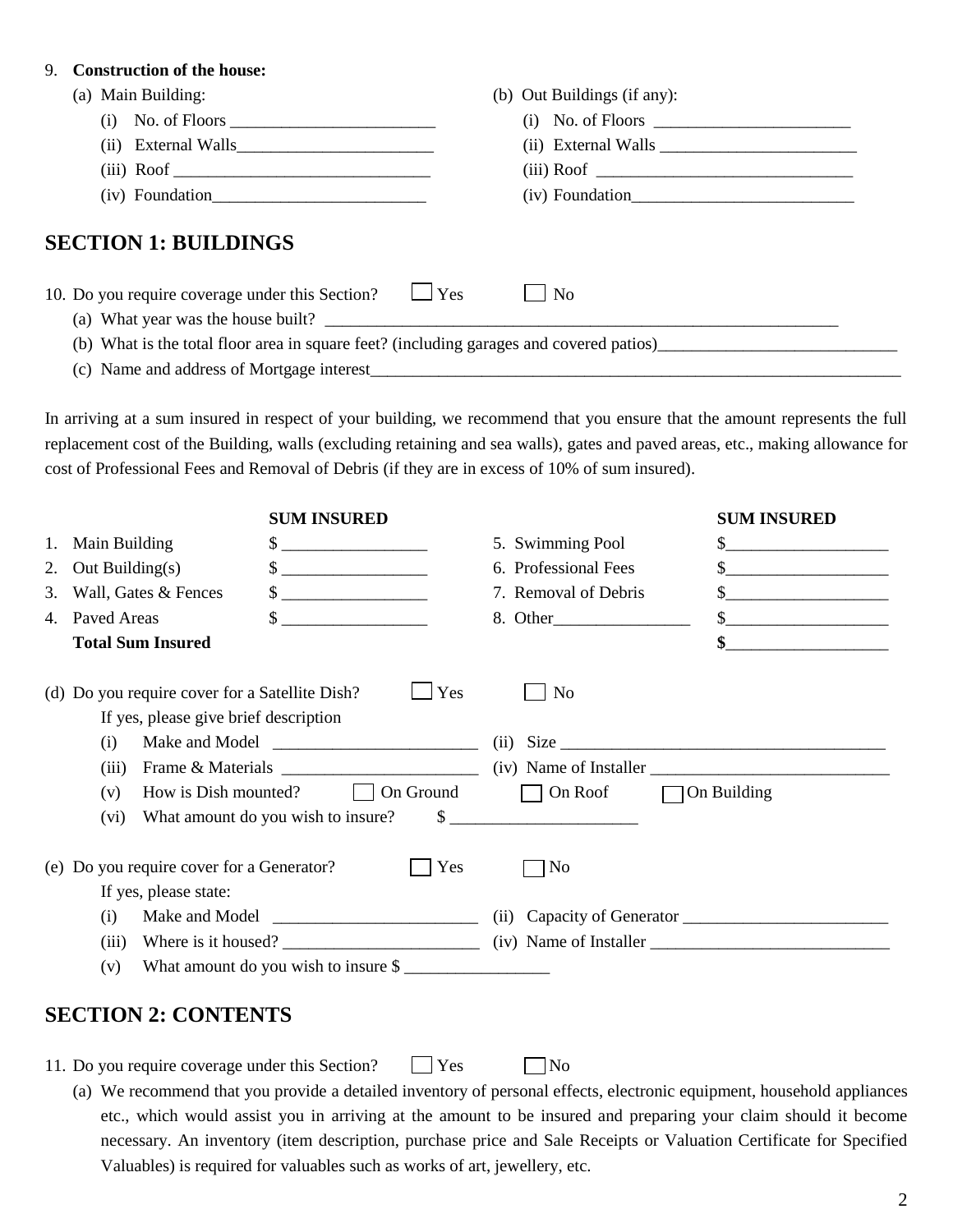9. **Construction of the house:**

(a) Main Building:

   (i) No. of Floors ________________________
   (ii) External Walls_______________________
   (iii) Roof ______________________________
   (iv) Foundation_________________________

(b) Out Buildings (if any):

   (i) No. of Floors _______________________
   (ii) External Walls _______________________
   (iii) Roof _______________________________
   (iv) Foundation__________________________

## SECTION 1: BUILDINGS

10. Do you require coverage under this Section? ☐ Yes ☐ No

   (a) What year was the house built? _______________________________________________________________
   (b) What is the total floor area in square feet? (including garages and covered patios)____________________________
   (c) Name and address of Mortgage interest_______________________________________________________________

In arriving at a sum insured in respect of your building, we recommend that you ensure that the amount represents the full replacement cost of the Building, walls (excluding retaining and sea walls), gates and paved areas, etc., making allowance for cost of Professional Fees and Removal of Debris (if they are in excess of 10% of sum insured).

| | SUM INSURED | | SUM INSURED |
|---|---|---|---|
| 1. Main Building | $ _________________ | 5. Swimming Pool | $___________________ |
| 2. Out Building(s) | $ _________________ | 6. Professional Fees | $___________________ |
| 3. Wall, Gates & Fences | $ _________________ | 7. Removal of Debris | $___________________ |
| 4. Paved Areas | $ _________________ | 8. Other________________ | $___________________ |
| **Total Sum Insured** | | | **$**___________________ |

(d) Do you require cover for a Satellite Dish? ☐ Yes ☐ No

   If yes, please give brief description

   (i) Make and Model ________________________
   (ii) Size ________________________________________
   (iii) Frame & Materials _______________________
   (iv) Name of Installer ____________________________
   (v) How is Dish mounted? ☐ On Ground ☐ On Roof ☐ On Building
   (vi) What amount do you wish to insure? $ ______________________

(e) Do you require cover for a Generator? ☐ Yes ☐ No

   If yes, please state:

   (i) Make and Model ________________________
   (ii) Capacity of Generator ________________________
   (iii) Where is it housed? _______________________
   (iv) Name of Installer ____________________________
   (v) What amount do you wish to insure $ _________________

## SECTION 2: CONTENTS

11. Do you require coverage under this Section? ☐ Yes ☐ No

   (a) We recommend that you provide a detailed inventory of personal effects, electronic equipment, household appliances etc., which would assist you in arriving at the amount to be insured and preparing your claim should it become necessary. An inventory (item description, purchase price and Sale Receipts or Valuation Certificate for Specified Valuables) is required for valuables such as works of art, jewellery, etc.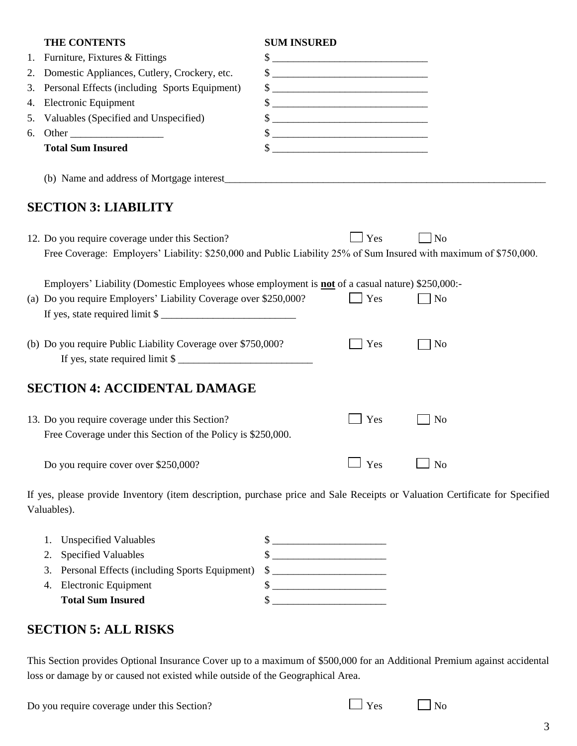| THE CONTENTS | SUM INSURED |
|---|---|
| 1. Furniture, Fixtures & Fittings | $ ______________________________ |
| 2. Domestic Appliances, Cutlery, Crockery, etc. | $ ______________________________ |
| 3. Personal Effects (including Sports Equipment) | $ ______________________________ |
| 4. Electronic Equipment | $ ______________________________ |
| 5. Valuables (Specified and Unspecified) | $ ______________________________ |
| 6. Other __________________ | $ ______________________________ |
| **Total Sum Insured** | $ ______________________________ |

(b) Name and address of Mortgage interest_________________________________________________________________

## SECTION 3: LIABILITY

12. Do you require coverage under this Section? ☐ Yes ☐ No

Free Coverage: Employers' Liability: $250,000 and Public Liability 25% of Sum Insured with maximum of $750,000.

Employers' Liability (Domestic Employees whose employment is **not** of a casual nature) $250,000:-

(a) Do you require Employers' Liability Coverage over $250,000? ☐ Yes ☐ No

If yes, state required limit $ __________________________

(b) Do you require Public Liability Coverage over $750,000? ☐ Yes ☐ No

If yes, state required limit $ __________________________

## SECTION 4: ACCIDENTAL DAMAGE

13. Do you require coverage under this Section? ☐ Yes ☐ No

Free Coverage under this Section of the Policy is $250,000.

Do you require cover over $250,000? ☐ Yes ☐ No

If yes, please provide Inventory (item description, purchase price and Sale Receipts or Valuation Certificate for Specified Valuables).

| | |
|---|---|
| 1. Unspecified Valuables | $ ______________________ |
| 2. Specified Valuables | $ ______________________ |
| 3. Personal Effects (including Sports Equipment) | $ ______________________ |
| 4. Electronic Equipment | $ ______________________ |
| **Total Sum Insured** | $ ______________________ |

## SECTION 5: ALL RISKS

This Section provides Optional Insurance Cover up to a maximum of $500,000 for an Additional Premium against accidental loss or damage by or caused not existed while outside of the Geographical Area.

Do you require coverage under this Section? ☐ Yes ☐ No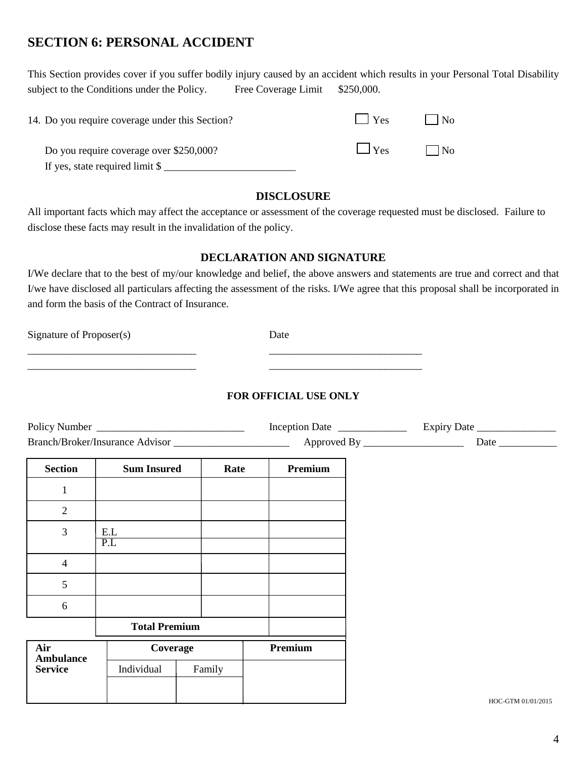## SECTION 6: PERSONAL ACCIDENT

This Section provides cover if you suffer bodily injury caused by an accident which results in your Personal Total Disability subject to the Conditions under the Policy. Free Coverage Limit $250,000.

14. Do you require coverage under this Section? ☐ Yes ☐ No

    Do you require coverage over $250,000? ☐ Yes ☐ No
    If yes, state required limit $ _________________________

### DISCLOSURE

All important facts which may affect the acceptance or assessment of the coverage requested must be disclosed. Failure to disclose these facts may result in the invalidation of the policy.

### DECLARATION AND SIGNATURE

I/We declare that to the best of my/our knowledge and belief, the above answers and statements are true and correct and that I/we have disclosed all particulars affecting the assessment of the risks. I/We agree that this proposal shall be incorporated in and form the basis of the Contract of Insurance.

Signature of Proposer(s) Date

________________________________ _____________________________

________________________________ _____________________________

### FOR OFFICIAL USE ONLY

Policy Number ___________________________ Inception Date _____________ Expiry Date _______________

Branch/Broker/Insurance Advisor ______________________ Approved By ___________________ Date ___________

| Section | Sum Insured | Rate | Premium |
|---|---|---|---|
| 1 | | | |
| 2 | | | |
| 3 | E.L | | |
| | P.L | | |
| 4 | | | |
| 5 | | | |
| 6 | | | |
| | Total Premium | | |

| Air Ambulance Service | Coverage | | Premium |
|---|---|---|---|
| | Individual | Family | |
| | | | |

HOC-GTM 01/01/2015